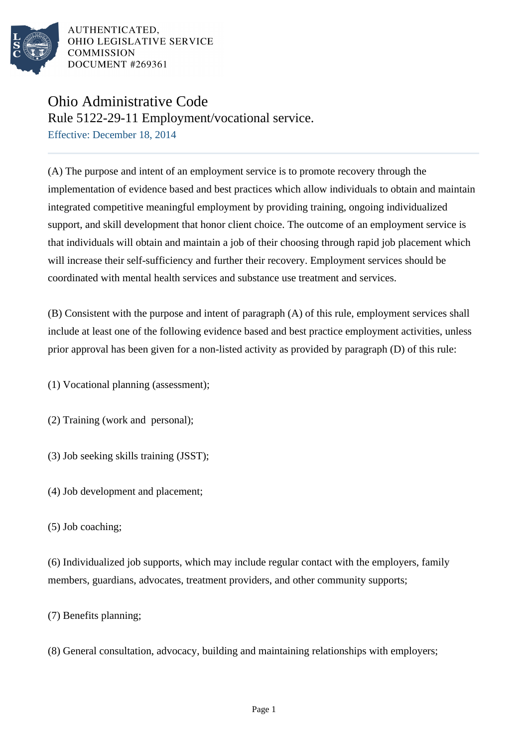AUTHENTICATED,
OHIO LEGISLATIVE SERVICE
COMMISSION
DOCUMENT #269361

# Ohio Administrative Code

## Rule 5122-29-11 Employment/vocational service.

Effective: December 18, 2014

---

(A) The purpose and intent of an employment service is to promote recovery through the implementation of evidence based and best practices which allow individuals to obtain and maintain integrated competitive meaningful employment by providing training, ongoing individualized support, and skill development that honor client choice. The outcome of an employment service is that individuals will obtain and maintain a job of their choosing through rapid job placement which will increase their self-sufficiency and further their recovery. Employment services should be coordinated with mental health services and substance use treatment and services.

(B) Consistent with the purpose and intent of paragraph (A) of this rule, employment services shall include at least one of the following evidence based and best practice employment activities, unless prior approval has been given for a non-listed activity as provided by paragraph (D) of this rule:

(1) Vocational planning (assessment);

(2) Training (work and personal);

(3) Job seeking skills training (JSST);

(4) Job development and placement;

(5) Job coaching;

(6) Individualized job supports, which may include regular contact with the employers, family members, guardians, advocates, treatment providers, and other community supports;

(7) Benefits planning;

(8) General consultation, advocacy, building and maintaining relationships with employers;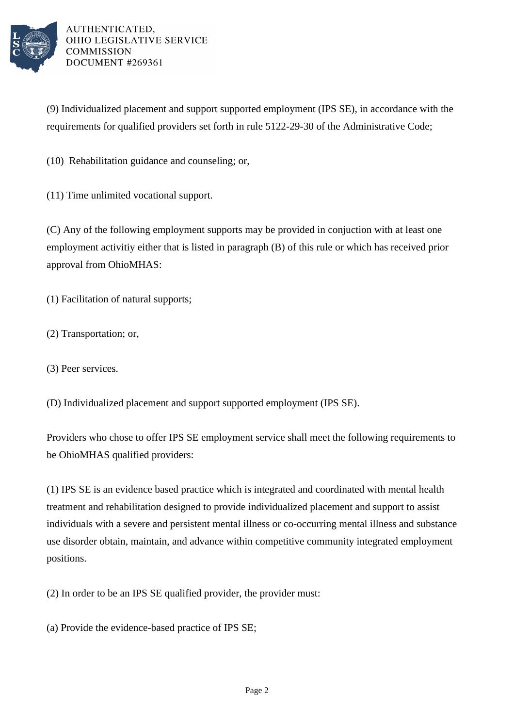(9) Individualized placement and support supported employment (IPS SE), in accordance with the requirements for qualified providers set forth in rule 5122-29-30 of the Administrative Code;

(10) Rehabilitation guidance and counseling; or,

(11) Time unlimited vocational support.

(C) Any of the following employment supports may be provided in conjuction with at least one employment activitiy either that is listed in paragraph (B) of this rule or which has received prior approval from OhioMHAS:

(1) Facilitation of natural supports;

(2) Transportation; or,

(3) Peer services.

(D) Individualized placement and support supported employment (IPS SE).

Providers who chose to offer IPS SE employment service shall meet the following requirements to be OhioMHAS qualified providers:

(1) IPS SE is an evidence based practice which is integrated and coordinated with mental health treatment and rehabilitation designed to provide individualized placement and support to assist individuals with a severe and persistent mental illness or co-occurring mental illness and substance use disorder obtain, maintain, and advance within competitive community integrated employment positions.

(2) In order to be an IPS SE qualified provider, the provider must:

(a) Provide the evidence-based practice of IPS SE;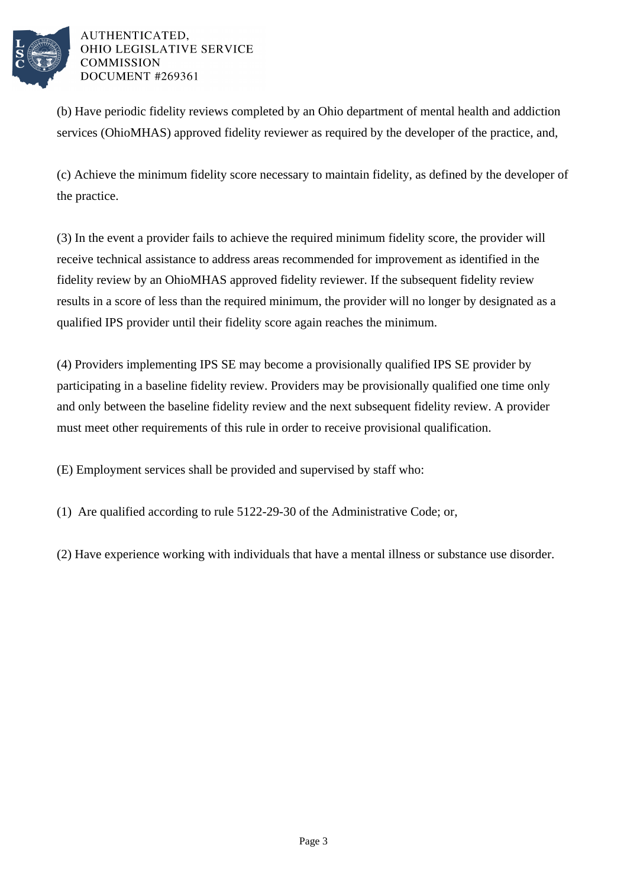(b) Have periodic fidelity reviews completed by an Ohio department of mental health and addiction services (OhioMHAS) approved fidelity reviewer as required by the developer of the practice, and,

(c) Achieve the minimum fidelity score necessary to maintain fidelity, as defined by the developer of the practice.

(3) In the event a provider fails to achieve the required minimum fidelity score, the provider will receive technical assistance to address areas recommended for improvement as identified in the fidelity review by an OhioMHAS approved fidelity reviewer. If the subsequent fidelity review results in a score of less than the required minimum, the provider will no longer by designated as a qualified IPS provider until their fidelity score again reaches the minimum.

(4) Providers implementing IPS SE may become a provisionally qualified IPS SE provider by participating in a baseline fidelity review. Providers may be provisionally qualified one time only and only between the baseline fidelity review and the next subsequent fidelity review. A provider must meet other requirements of this rule in order to receive provisional qualification.

(E) Employment services shall be provided and supervised by staff who:

(1) Are qualified according to rule 5122-29-30 of the Administrative Code; or,

(2) Have experience working with individuals that have a mental illness or substance use disorder.